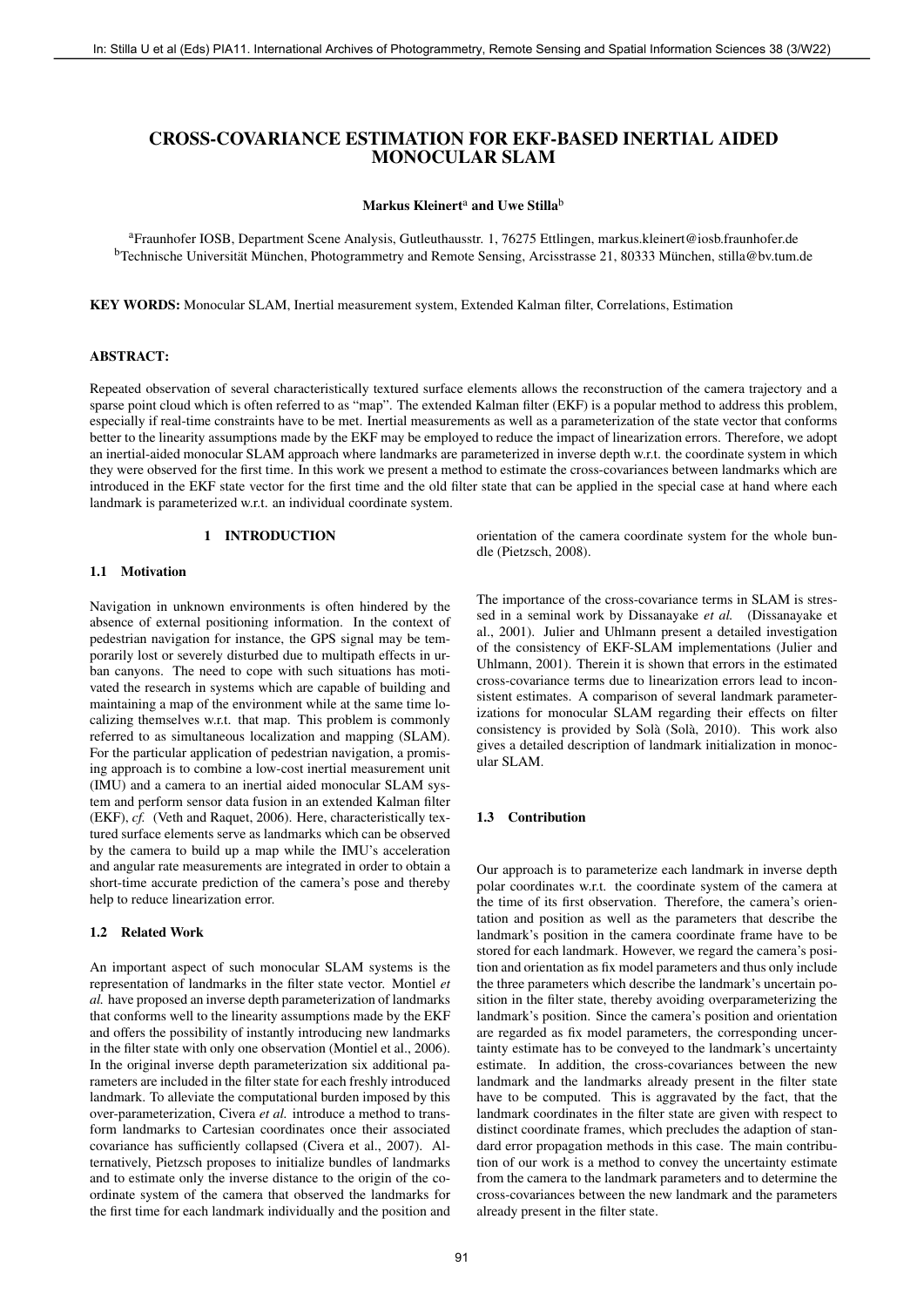# CROSS-COVARIANCE ESTIMATION FOR EKF-BASED INERTIAL AIDED MONOCULAR SLAM

**Markus Kleinert**[a] **and Uwe Stilla**[b]

[a]Fraunhofer IOSB, Department Scene Analysis, Gutleuthausstr. 1, 76275 Ettlingen, markus.kleinert@iosb.fraunhofer.de
[b]Technische Universität München, Photogrammetry and Remote Sensing, Arcisstrasse 21, 80333 München, stilla@bv.tum.de

**KEY WORDS:** Monocular SLAM, Inertial measurement system, Extended Kalman filter, Correlations, Estimation

## ABSTRACT:

Repeated observation of several characteristically textured surface elements allows the reconstruction of the camera trajectory and a sparse point cloud which is often referred to as "map". The extended Kalman filter (EKF) is a popular method to address this problem, especially if real-time constraints have to be met. Inertial measurements as well as a parameterization of the state vector that conforms better to the linearity assumptions made by the EKF may be employed to reduce the impact of linearization errors. Therefore, we adopt an inertial-aided monocular SLAM approach where landmarks are parameterized in inverse depth w.r.t. the coordinate system in which they were observed for the first time. In this work we present a method to estimate the cross-covariances between landmarks which are introduced in the EKF state vector for the first time and the old filter state that can be applied in the special case at hand where each landmark is parameterized w.r.t. an individual coordinate system.

## 1 INTRODUCTION

### 1.1 Motivation

Navigation in unknown environments is often hindered by the absence of external positioning information. In the context of pedestrian navigation for instance, the GPS signal may be temporarily lost or severely disturbed due to multipath effects in urban canyons. The need to cope with such situations has motivated the research in systems which are capable of building and maintaining a map of the environment while at the same time localizing themselves w.r.t. that map. This problem is commonly referred to as simultaneous localization and mapping (SLAM). For the particular application of pedestrian navigation, a promising approach is to combine a low-cost inertial measurement unit (IMU) and a camera to an inertial aided monocular SLAM system and perform sensor data fusion in an extended Kalman filter (EKF), *cf.* (Veth and Raquet, 2006). Here, characteristically textured surface elements serve as landmarks which can be observed by the camera to build up a map while the IMU's acceleration and angular rate measurements are integrated in order to obtain a short-time accurate prediction of the camera's pose and thereby help to reduce linearization error.

### 1.2 Related Work

An important aspect of such monocular SLAM systems is the representation of landmarks in the filter state vector. Montiel *et al.* have proposed an inverse depth parameterization of landmarks that conforms well to the linearity assumptions made by the EKF and offers the possibility of instantly introducing new landmarks in the filter state with only one observation (Montiel et al., 2006). In the original inverse depth parameterization six additional parameters are included in the filter state for each freshly introduced landmark. To alleviate the computational burden imposed by this over-parameterization, Civera *et al.* introduce a method to transform landmarks to Cartesian coordinates once their associated covariance has sufficiently collapsed (Civera et al., 2007). Alternatively, Pietzsch proposes to initialize bundles of landmarks and to estimate only the inverse distance to the origin of the coordinate system of the camera that observed the landmarks for the first time for each landmark individually and the position and orientation of the camera coordinate system for the whole bundle (Pietzsch, 2008).

The importance of the cross-covariance terms in SLAM is stressed in a seminal work by Dissanayake *et al.* (Dissanayake et al., 2001). Julier and Uhlmann present a detailed investigation of the consistency of EKF-SLAM implementations (Julier and Uhlmann, 2001). Therein it is shown that errors in the estimated cross-covariance terms due to linearization errors lead to inconsistent estimates. A comparison of several landmark parameterizations for monocular SLAM regarding their effects on filter consistency is provided by Solà (Solà, 2010). This work also gives a detailed description of landmark initialization in monocular SLAM.

### 1.3 Contribution

Our approach is to parameterize each landmark in inverse depth polar coordinates w.r.t. the coordinate system of the camera at the time of its first observation. Therefore, the camera's orientation and position as well as the parameters that describe the landmark's position in the camera coordinate frame have to be stored for each landmark. However, we regard the camera's position and orientation as fix model parameters and thus only include the three parameters which describe the landmark's uncertain position in the filter state, thereby avoiding overparameterizing the landmark's position. Since the camera's position and orientation are regarded as fix model parameters, the corresponding uncertainty estimate has to be conveyed to the landmark's uncertainty estimate. In addition, the cross-covariances between the new landmark and the landmarks already present in the filter state have to be computed. This is aggravated by the fact, that the landmark coordinates in the filter state are given with respect to distinct coordinate frames, which precludes the adaption of standard error propagation methods in this case. The main contribution of our work is a method to convey the uncertainty estimate from the camera to the landmark parameters and to determine the cross-covariances between the new landmark and the parameters already present in the filter state.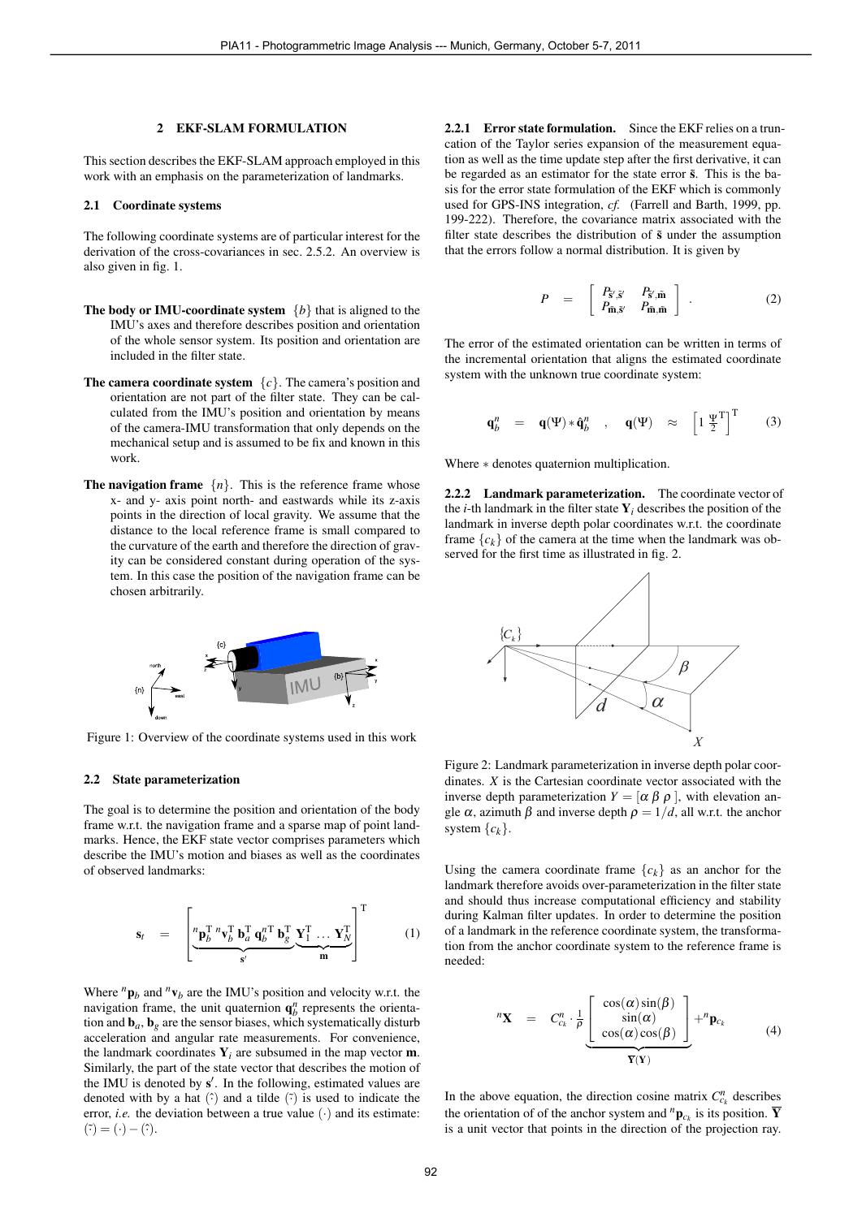## 2 EKF-SLAM FORMULATION

This section describes the EKF-SLAM approach employed in this work with an emphasis on the parameterization of landmarks.

### 2.1 Coordinate systems

The following coordinate systems are of particular interest for the derivation of the cross-covariances in sec. 2.5.2. An overview is also given in fig. 1.

**The body or IMU-coordinate system** $\{b\}$ that is aligned to the IMU's axes and therefore describes position and orientation of the whole sensor system. Its position and orientation are included in the filter state.

**The camera coordinate system** $\{c\}$. The camera's position and orientation are not part of the filter state. They can be calculated from the IMU's position and orientation by means of the camera-IMU transformation that only depends on the mechanical setup and is assumed to be fix and known in this work.

**The navigation frame** $\{n\}$. This is the reference frame whose x- and y- axis point north- and eastwards while its z-axis points in the direction of local gravity. We assume that the distance to the local reference frame is small compared to the curvature of the earth and therefore the direction of gravity can be considered constant during operation of the system. In this case the position of the navigation frame can be chosen arbitrarily.

Figure 1: Overview of the coordinate systems used in this work

### 2.2 State parameterization

The goal is to determine the position and orientation of the body frame w.r.t. the navigation frame and a sparse map of point landmarks. Hence, the EKF state vector comprises parameters which describe the IMU's motion and biases as well as the coordinates of observed landmarks:

$$\mathbf{s}_t = \Big[\underbrace{{}^n\mathbf{p}_b^{\mathrm{T}}\ {}^n\mathbf{v}_b^{\mathrm{T}}\ \mathbf{b}_a^{\mathrm{T}}\ \mathbf{q}_b^{n\mathrm{T}}\ \mathbf{b}_g^{\mathrm{T}}}_{\mathbf{s}'}\ \underbrace{\mathbf{Y}_1^{\mathrm{T}} \dots \mathbf{Y}_N^{\mathrm{T}}}_{\mathbf{m}}\Big]^{\mathrm{T}} \qquad (1)$$

Where ${}^n\mathbf{p}_b$ and ${}^n\mathbf{v}_b$ are the IMU's position and velocity w.r.t. the navigation frame, the unit quaternion $\mathbf{q}_b^n$ represents the orientation and $\mathbf{b}_a$, $\mathbf{b}_g$ are the sensor biases, which systematically disturb acceleration and angular rate measurements. For convenience, the landmark coordinates $\mathbf{Y}_i$ are subsumed in the map vector $\mathbf{m}$. Similarly, the part of the state vector that describes the motion of the IMU is denoted by $\mathbf{s}'$. In the following, estimated values are denoted with by a hat $(\hat{\cdot})$ and a tilde $(\tilde{\cdot})$ is used to indicate the error, *i.e.* the deviation between a true value $(\cdot)$ and its estimate: $(\tilde{\cdot}) = (\cdot) - (\hat{\cdot})$.

#### 2.2.1 Error state formulation.

Since the EKF relies on a truncation of the Taylor series expansion of the measurement equation as well as the time update step after the first derivative, it can be regarded as an estimator for the state error $\tilde{\mathbf{s}}$. This is the basis for the error state formulation of the EKF which is commonly used for GPS-INS integration, *cf.* (Farrell and Barth, 1999, pp. 199-222). Therefore, the covariance matrix associated with the filter state describes the distribution of $\tilde{\mathbf{s}}$ under the assumption that the errors follow a normal distribution. It is given by

$$P = \begin{bmatrix} P_{\tilde{\mathbf{s}}',\tilde{\mathbf{s}}'} & P_{\tilde{\mathbf{s}}',\tilde{\mathbf{m}}} \\ P_{\tilde{\mathbf{m}},\tilde{\mathbf{s}}'} & P_{\tilde{\mathbf{m}},\tilde{\mathbf{m}}} \end{bmatrix}. \qquad (2)$$

The error of the estimated orientation can be written in terms of the incremental orientation that aligns the estimated coordinate system with the unknown true coordinate system:

$$\mathbf{q}_b^n = \mathbf{q}(\Psi) * \hat{\mathbf{q}}_b^n \quad , \quad \mathbf{q}(\Psi) \approx \left[1\ \tfrac{\Psi}{2}^{\mathrm{T}}\right]^{\mathrm{T}} \qquad (3)$$

Where $*$ denotes quaternion multiplication.

#### 2.2.2 Landmark parameterization.

The coordinate vector of the $i$-th landmark in the filter state $\mathbf{Y}_i$ describes the position of the landmark in inverse depth polar coordinates w.r.t. the coordinate frame $\{c_k\}$ of the camera at the time when the landmark was observed for the first time as illustrated in fig. 2.

Figure 2: Landmark parameterization in inverse depth polar coordinates. $X$ is the Cartesian coordinate vector associated with the inverse depth parameterization $Y = [\alpha\ \beta\ \rho\ ]$, with elevation angle $\alpha$, azimuth $\beta$ and inverse depth $\rho = 1/d$, all w.r.t. the anchor system $\{c_k\}$.

Using the camera coordinate frame $\{c_k\}$ as an anchor for the landmark therefore avoids over-parameterization in the filter state and should thus increase computational efficiency and stability during Kalman filter updates. In order to determine the position of a landmark in the reference coordinate system, the transformation from the anchor coordinate system to the reference frame is needed:

$${}^n\mathbf{X} = C_{c_k}^n \cdot \frac{1}{\rho} \underbrace{\begin{bmatrix} \cos(\alpha)\sin(\beta) \\ \sin(\alpha) \\ \cos(\alpha)\cos(\beta) \end{bmatrix}}_{\overline{\mathbf{Y}}(\mathbf{Y})} + {}^n\mathbf{p}_{c_k} \qquad (4)$$

In the above equation, the direction cosine matrix $C_{c_k}^n$ describes the orientation of of the anchor system and ${}^n\mathbf{p}_{c_k}$ is its position. $\overline{\mathbf{Y}}$ is a unit vector that points in the direction of the projection ray.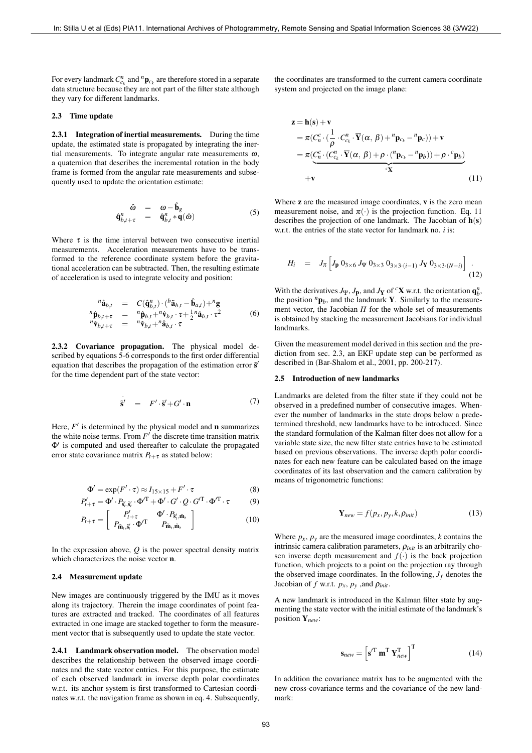For every landmark $C^n_{c_k}$ and ${}^n\mathbf{p}_{c_k}$ are therefore stored in a separate data structure because they are not part of the filter state although they vary for different landmarks.

### 2.3 Time update

**2.3.1 Integration of inertial measurements.** During the time update, the estimated state is propagated by integrating the inertial measurements. To integrate angular rate measurements $\omega$, a quaternion that describes the incremental rotation in the body frame is formed from the angular rate measurements and subsequently used to update the orientation estimate:

$$
\begin{aligned}
\hat{\omega} &= \omega - \hat{\mathbf{b}}_g \\
\hat{\mathbf{q}}^n_{b,t+\tau} &= \hat{\mathbf{q}}^n_{b,t} * \mathbf{q}(\hat{\omega})
\end{aligned} \tag{5}
$$

Where $\tau$ is the time interval between two consecutive inertial measurements. Acceleration measurements have to be transformed to the reference coordinate system before the gravitational acceleration can be subtracted. Then, the resulting estimate of acceleration is used to integrate velocity and position:

$$
\begin{aligned}
{}^n\hat{\mathbf{a}}_{b,t} &= C(\hat{\mathbf{q}}^n_{b,t}) \cdot ({}^b\tilde{\mathbf{a}}_{b,t} - \hat{\mathbf{b}}_{a,t}) + {}^n\mathbf{g} \\
{}^n\hat{\mathbf{p}}_{b,t+\tau} &= {}^n\hat{\mathbf{p}}_{b,t} + {}^n\hat{\mathbf{v}}_{b,t} \cdot \tau + \tfrac{1}{2}{}^n\hat{\mathbf{a}}_{b,t} \cdot \tau^2 \\
{}^n\hat{\mathbf{v}}_{b,t+\tau} &= {}^n\hat{\mathbf{v}}_{b,t} + {}^n\hat{\mathbf{a}}_{b,t} \cdot \tau
\end{aligned} \tag{6}
$$

**2.3.2 Covariance propagation.** The physical model described by equations 5-6 corresponds to the first order differential equation that describes the propagation of the estimation error $\tilde{\mathbf{s}}'$ for the time dependent part of the state vector:

$$
\dot{\tilde{\mathbf{s}}}' = F' \cdot \tilde{\mathbf{s}}' + G' \cdot \mathbf{n} \tag{7}
$$

Here, $F'$ is determined by the physical model and $\mathbf{n}$ summarizes the white noise terms. From $F'$ the discrete time transition matrix $\Phi'$ is computed and used thereafter to calculate the propagated error state covariance matrix $P_{t+\tau}$ as stated below:

$$
\Phi' = \exp(F' \cdot \tau) \approx I_{15\times15} + F' \cdot \tau \tag{8}
$$

$$
P'_{t+\tau} = \Phi' \cdot P_{\tilde{\mathbf{s}}'_t,\tilde{\mathbf{s}}'_t} \cdot \Phi'^{\mathrm{T}} + \Phi' \cdot G' \cdot Q \cdot G'^{\mathrm{T}} \cdot \Phi'^{\mathrm{T}} \cdot \tau \tag{9}
$$

$$
P_{t+\tau} = \begin{bmatrix} P'_{t+\tau} & \Phi' \cdot P_{\tilde{\mathbf{s}}'_t,\tilde{\mathbf{m}}_t} \\ P_{\tilde{\mathbf{m}}_t,\tilde{\mathbf{s}}'_t} \cdot \Phi'^{\mathrm{T}} & P_{\tilde{\mathbf{m}}_t,\tilde{\mathbf{m}}_t} \end{bmatrix} \tag{10}
$$

In the expression above, $Q$ is the power spectral density matrix which characterizes the noise vector $\mathbf{n}$.

### 2.4 Measurement update

New images are continuously triggered by the IMU as it moves along its trajectory. Therein the image coordinates of point features are extracted and tracked. The coordinates of all features extracted in one image are stacked together to form the measurement vector that is subsequently used to update the state vector.

**2.4.1 Landmark observation model.** The observation model describes the relationship between the observed image coordinates and the state vector entries. For this purpose, the estimate of each observed landmark in inverse depth polar coordinates w.r.t. its anchor system is first transformed to Cartesian coordinates w.r.t. the navigation frame as shown in eq. 4. Subsequently, the coordinates are transformed to the current camera coordinate system and projected on the image plane:

$$
\begin{aligned}
\mathbf{z} &= \mathbf{h}(\mathbf{s}) + \mathbf{v} \\
&= \pi(C^c_n \cdot (\frac{1}{\rho} \cdot C^n_{c_k} \cdot \overline{\mathbf{Y}}(\alpha,\, \beta) + {}^n\mathbf{p}_{c_k} - {}^n\mathbf{p}_c)) + \mathbf{v} \\
&= \pi(\underbrace{C^c_n \cdot (C^n_{c_k} \cdot \overline{\mathbf{Y}}(\alpha,\, \beta) + \rho \cdot ({}^n\mathbf{p}_{c_k} - {}^n\mathbf{p}_b)) + \rho \cdot {}^c\mathbf{p}_b}_{{}^c\mathbf{X}}) \\
&\quad + \mathbf{v}
\end{aligned} \tag{11}
$$

Where $\mathbf{z}$ are the measured image coordinates, $\mathbf{v}$ is the zero mean measurement noise, and $\pi(\cdot)$ is the projection function. Eq. 11 describes the projection of one landmark. The Jacobian of $\mathbf{h}(\mathbf{s})$ w.r.t. the entries of the state vector for landmark no. $i$ is:

$$
H_i = J_\pi \left[ J_\mathbf{p}\; 0_{3\times6}\; J_\Psi\; 0_{3\times3}\; 0_{3\times3\cdot(i-1)}\; J_\mathbf{Y}\; 0_{3\times3\cdot(N-i)} \right] . \tag{12}
$$

With the derivatives $J_\Psi$, $J_\mathbf{p}$, and $J_\mathbf{Y}$ of ${}^c\mathbf{X}$ w.r.t. the orientation $\mathbf{q}^n_b$, the position ${}^n\mathbf{p}_b$, and the landmark $\mathbf{Y}$. Similarly to the measurement vector, the Jacobian $H$ for the whole set of measurements is obtained by stacking the measurement Jacobians for individual landmarks.

Given the measurement model derived in this section and the prediction from sec. 2.3, an EKF update step can be performed as described in (Bar-Shalom et al., 2001, pp. 200-217).

### 2.5 Introduction of new landmarks

Landmarks are deleted from the filter state if they could not be observed in a predefined number of consecutive images. Whenever the number of landmarks in the state drops below a predetermined threshold, new landmarks have to be introduced. Since the standard formulation of the Kalman filter does not allow for a variable state size, the new filter state entries have to be estimated based on previous observations. The inverse depth polar coordinates for each new feature can be calculated based on the image coordinates of its last observation and the camera calibration by means of trigonometric functions:

$$
\mathbf{Y}_{new} = f(p_x, p_y, k, \rho_{init}) \tag{13}
$$

Where $p_x$, $p_y$ are the measured image coordinates, $k$ contains the intrinsic camera calibration parameters, $\rho_{init}$ is an arbitrarily chosen inverse depth measurement and $f(\cdot)$ is the back projection function, which projects to a point on the projection ray through the observed image coordinates. In the following, $J_f$ denotes the Jacobian of $f$ w.r.t. $p_x$, $p_y$ ,and $\rho_{init}$.

A new landmark is introduced in the Kalman filter state by augmenting the state vector with the initial estimate of the landmark's position $\mathbf{Y}_{new}$:

$$
\mathbf{s}_{new} = \left[ \mathbf{s}'^{\mathrm{T}}\; \mathbf{m}^{\mathrm{T}}\; \mathbf{Y}^{\mathrm{T}}_{new} \right]^{\mathrm{T}} \tag{14}
$$

In addition the covariance matrix has to be augmented with the new cross-covariance terms and the covariance of the new landmark: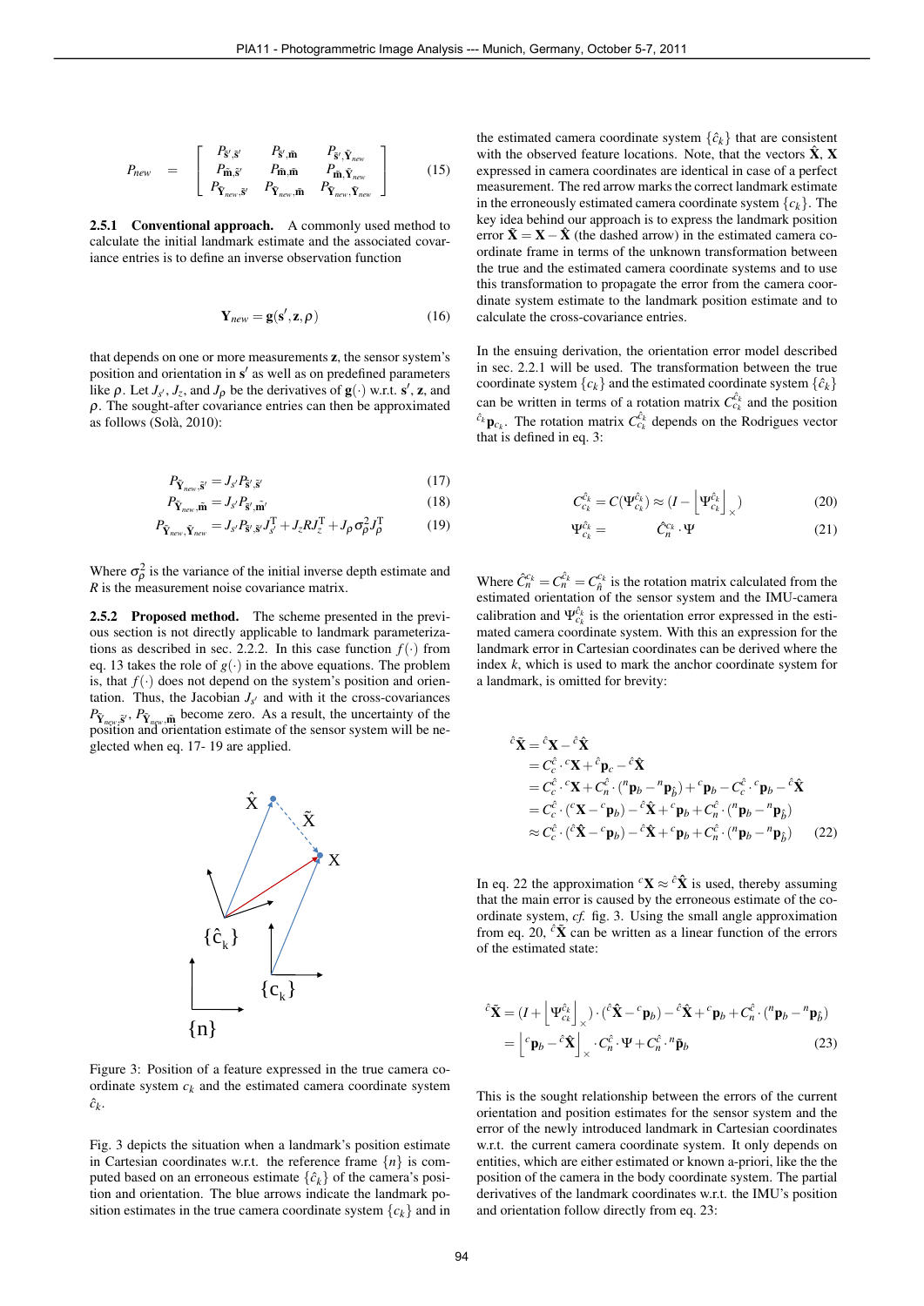$$P_{new} = \begin{bmatrix} P_{\tilde{\mathbf{s}}',\tilde{\mathbf{s}}'} & P_{\tilde{\mathbf{s}}',\tilde{\mathbf{m}}} & P_{\tilde{\mathbf{s}}',\tilde{\mathbf{Y}}_{new}} \\ P_{\tilde{\mathbf{m}},\tilde{\mathbf{s}}'} & P_{\tilde{\mathbf{m}},\tilde{\mathbf{m}}} & P_{\tilde{\mathbf{m}},\tilde{\mathbf{Y}}_{new}} \\ P_{\tilde{\mathbf{Y}}_{new},\tilde{\mathbf{s}}'} & P_{\tilde{\mathbf{Y}}_{new},\tilde{\mathbf{m}}} & P_{\tilde{\mathbf{Y}}_{new},\tilde{\mathbf{Y}}_{new}} \end{bmatrix} \quad (15)$$

#### 2.5.1 Conventional approach.

A commonly used method to calculate the initial landmark estimate and the associated covariance entries is to define an inverse observation function

$$\mathbf{Y}_{new} = \mathbf{g}(\mathbf{s}', \mathbf{z}, \rho) \quad (16)$$

that depends on one or more measurements $\mathbf{z}$, the sensor system's position and orientation in $\mathbf{s}'$ as well as on predefined parameters like $\rho$. Let $J_{s'}$, $J_z$, and $J_\rho$ be the derivatives of $\mathbf{g}(\cdot)$ w.r.t. $\mathbf{s}'$, $\mathbf{z}$, and $\rho$. The sought-after covariance entries can then be approximated as follows (Solà, 2010):

$$P_{\tilde{\mathbf{Y}}_{new},\tilde{\mathbf{s}}'} = J_{s'} P_{\tilde{\mathbf{s}}',\tilde{\mathbf{s}}'} \quad (17)$$

$$P_{\tilde{\mathbf{Y}}_{new},\tilde{\mathbf{m}}} = J_{s'} P_{\tilde{\mathbf{s}}',\tilde{\mathbf{m}}'} \quad (18)$$

$$P_{\tilde{\mathbf{Y}}_{new},\tilde{\mathbf{Y}}_{new}} = J_{s'} P_{\tilde{\mathbf{s}}',\tilde{\mathbf{s}}'} J_{s'}^{\mathrm{T}} + J_z R J_z^{\mathrm{T}} + J_\rho \sigma_\rho^2 J_\rho^{\mathrm{T}} \quad (19)$$

Where $\sigma_\rho^2$ is the variance of the initial inverse depth estimate and $R$ is the measurement noise covariance matrix.

#### 2.5.2 Proposed method.

The scheme presented in the previous section is not directly applicable to landmark parameterizations as described in sec. 2.2.2. In this case function $f(\cdot)$ from eq. 13 takes the role of $g(\cdot)$ in the above equations. The problem is, that $f(\cdot)$ does not depend on the system's position and orientation. Thus, the Jacobian $J_{s'}$ and with it the cross-covariances $P_{\tilde{\mathbf{Y}}_{new},\tilde{\mathbf{s}}'}$, $P_{\tilde{\mathbf{Y}}_{new},\tilde{\mathbf{m}}}$ become zero. As a result, the uncertainty of the position and orientation estimate of the sensor system will be neglected when eq. 17- 19 are applied.

Figure 3: Position of a feature expressed in the true camera coordinate system $c_k$ and the estimated camera coordinate system $\hat{c}_k$.

Fig. 3 depicts the situation when a landmark's position estimate in Cartesian coordinates w.r.t. the reference frame $\{n\}$ is computed based on an erroneous estimate $\{\hat{c}_k\}$ of the camera's position and orientation. The blue arrows indicate the landmark position estimates in the true camera coordinate system $\{c_k\}$ and in the estimated camera coordinate system $\{\hat{c}_k\}$ that are consistent with the observed feature locations. Note, that the vectors $\hat{\mathbf{X}}$, $\mathbf{X}$ expressed in camera coordinates are identical in case of a perfect measurement. The red arrow marks the correct landmark estimate in the erroneously estimated camera coordinate system $\{c_k\}$. The key idea behind our approach is to express the landmark position error $\tilde{\mathbf{X}} = \mathbf{X} - \hat{\mathbf{X}}$ (the dashed arrow) in the estimated camera coordinate frame in terms of the unknown transformation between the true and the estimated camera coordinate systems and to use this transformation to propagate the error from the camera coordinate system estimate to the landmark position estimate and to calculate the cross-covariance entries.

In the ensuing derivation, the orientation error model described in sec. 2.2.1 will be used. The transformation between the true coordinate system $\{c_k\}$ and the estimated coordinate system $\{\hat{c}_k\}$ can be written in terms of a rotation matrix $C_{c_k}^{\hat{c}_k}$ and the position ${}^{\hat{c}_k}\mathbf{p}_{c_k}$. The rotation matrix $C_{c_k}^{\hat{c}_k}$ depends on the Rodrigues vector that is defined in eq. 3:

$$C_{c_k}^{\hat{c}_k} = C(\Psi_{c_k}^{\hat{c}_k}) \approx (I - \lfloor \Psi_{c_k}^{\hat{c}_k} \rfloor_\times) \quad (20)$$

$$\Psi_{c_k}^{\hat{c}_k} = \qquad \hat{C}_n^{c_k} \cdot \Psi \quad (21)$$

Where $\hat{C}_n^{c_k} = C_n^{\hat{c}_k} = C_{\hat{n}}^{c_k}$ is the rotation matrix calculated from the estimated orientation of the sensor system and the IMU-camera calibration and $\Psi_{c_k}^{\hat{c}_k}$ is the orientation error expressed in the estimated camera coordinate system. With this an expression for the landmark error in Cartesian coordinates can be derived where the index $k$, which is used to mark the anchor coordinate system for a landmark, is omitted for brevity:

$$\begin{aligned} {}^{\hat{c}}\tilde{\mathbf{X}} &= {}^{\hat{c}}\mathbf{X} - {}^{\hat{c}}\hat{\mathbf{X}} \\ &= C_c^{\hat{c}} \cdot {}^{c}\mathbf{X} + {}^{\hat{c}}\mathbf{p}_c - {}^{\hat{c}}\hat{\mathbf{X}} \\ &= C_c^{\hat{c}} \cdot {}^{c}\mathbf{X} + C_n^{\hat{c}} \cdot ({}^{n}\mathbf{p}_b - {}^{n}\mathbf{p}_{\hat{b}}) + {}^{c}\mathbf{p}_b - C_c^{\hat{c}} \cdot {}^{c}\mathbf{p}_b - {}^{\hat{c}}\hat{\mathbf{X}} \\ &= C_c^{\hat{c}} \cdot ({}^{c}\mathbf{X} - {}^{c}\mathbf{p}_b) - {}^{\hat{c}}\hat{\mathbf{X}} + {}^{c}\mathbf{p}_b + C_n^{\hat{c}} \cdot ({}^{n}\mathbf{p}_b - {}^{n}\mathbf{p}_{\hat{b}}) \\ &\approx C_c^{\hat{c}} \cdot ({}^{\hat{c}}\hat{\mathbf{X}} - {}^{c}\mathbf{p}_b) - {}^{\hat{c}}\hat{\mathbf{X}} + {}^{c}\mathbf{p}_b + C_n^{\hat{c}} \cdot ({}^{n}\mathbf{p}_b - {}^{n}\mathbf{p}_{\hat{b}}) \end{aligned} \quad (22)$$

In eq. 22 the approximation ${}^{c}\mathbf{X} \approx {}^{\hat{c}}\hat{\mathbf{X}}$ is used, thereby assuming that the main error is caused by the erroneous estimate of the coordinate system, *cf.* fig. 3. Using the small angle approximation from eq. 20, ${}^{\hat{c}}\tilde{\mathbf{X}}$ can be written as a linear function of the errors of the estimated state:

$$\begin{aligned} {}^{\hat{c}}\tilde{\mathbf{X}} &= (I + \lfloor \Psi_{c_k}^{\hat{c}_k} \rfloor_\times) \cdot ({}^{\hat{c}}\hat{\mathbf{X}} - {}^{c}\mathbf{p}_b) - {}^{\hat{c}}\hat{\mathbf{X}} + {}^{c}\mathbf{p}_b + C_n^{\hat{c}} \cdot ({}^{n}\mathbf{p}_b - {}^{n}\mathbf{p}_{\hat{b}}) \\ &= \lfloor {}^{c}\mathbf{p}_b - {}^{\hat{c}}\hat{\mathbf{X}} \rfloor_\times \cdot C_n^{\hat{c}} \cdot \Psi + C_n^{\hat{c}} \cdot {}^{n}\tilde{\mathbf{p}}_b \end{aligned} \quad (23)$$

This is the sought relationship between the errors of the current orientation and position estimates for the sensor system and the error of the newly introduced landmark in Cartesian coordinates w.r.t. the current camera coordinate system. It only depends on entities, which are either estimated or known a-priori, like the the position of the camera in the body coordinate system. The partial derivatives of the landmark coordinates w.r.t. the IMU's position and orientation follow directly from eq. 23: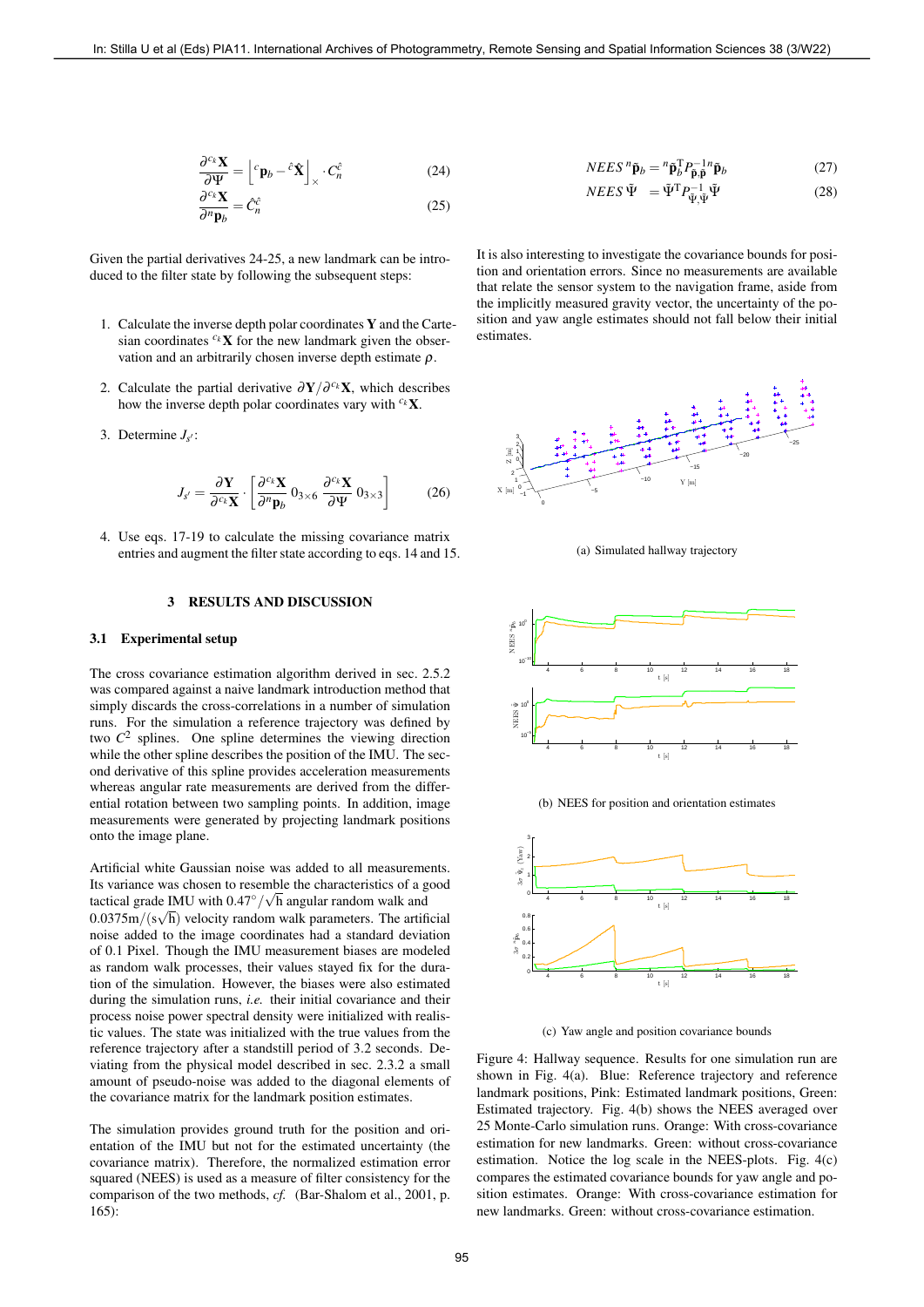$$\frac{\partial^{c_k}\mathbf{X}}{\partial\Psi} = \left\lfloor {}^{c}\mathbf{p}_b - {}^{\hat{c}}\hat{\mathbf{X}} \right\rfloor_{\times} \cdot C_n^{\hat{c}} \tag{24}$$

$$\frac{\partial^{c_k}\mathbf{X}}{\partial^{n}\mathbf{p}_b} = \hat{C}_n^{\hat{c}} \tag{25}$$

Given the partial derivatives 24-25, a new landmark can be introduced to the filter state by following the subsequent steps:

1. Calculate the inverse depth polar coordinates $\mathbf{Y}$ and the Cartesian coordinates ${}^{c_k}\mathbf{X}$ for the new landmark given the observation and an arbitrarily chosen inverse depth estimate $\rho$.

2. Calculate the partial derivative $\partial\mathbf{Y}/\partial^{c_k}\mathbf{X}$, which describes how the inverse depth polar coordinates vary with ${}^{c_k}\mathbf{X}$.

3. Determine $J_{s'}$:

$$J_{s'} = \frac{\partial\mathbf{Y}}{\partial^{c_k}\mathbf{X}} \cdot \left[ \frac{\partial^{c_k}\mathbf{X}}{\partial^{n}\mathbf{p}_b}\; 0_{3\times 6}\; \frac{\partial^{c_k}\mathbf{X}}{\partial\Psi}\; 0_{3\times 3} \right] \tag{26}$$

4. Use eqs. 17-19 to calculate the missing covariance matrix entries and augment the filter state according to eqs. 14 and 15.

## 3 RESULTS AND DISCUSSION

### 3.1 Experimental setup

The cross covariance estimation algorithm derived in sec. 2.5.2 was compared against a naive landmark introduction method that simply discards the cross-correlations in a number of simulation runs. For the simulation a reference trajectory was defined by two $C^2$ splines. One spline determines the viewing direction while the other spline describes the position of the IMU. The second derivative of this spline provides acceleration measurements whereas angular rate measurements are derived from the differential rotation between two sampling points. In addition, image measurements were generated by projecting landmark positions onto the image plane.

Artificial white Gaussian noise was added to all measurements. Its variance was chosen to resemble the characteristics of a good tactical grade IMU with $0.47°/\sqrt{\text{h}}$ angular random walk and $0.0375\text{m}/(\text{s}\sqrt{\text{h}})$ velocity random walk parameters. The artificial noise added to the image coordinates had a standard deviation of 0.1 Pixel. Though the IMU measurement biases are modeled as random walk processes, their values stayed fix for the duration of the simulation. However, the biases were also estimated during the simulation runs, *i.e.* their initial covariance and their process noise power spectral density were initialized with realistic values. The state was initialized with the true values from the reference trajectory after a standstill period of 3.2 seconds. Deviating from the physical model described in sec. 2.3.2 a small amount of pseudo-noise was added to the diagonal elements of the covariance matrix for the landmark position estimates.

The simulation provides ground truth for the position and orientation of the IMU but not for the estimated uncertainty (the covariance matrix). Therefore, the normalized estimation error squared (NEES) is used as a measure of filter consistency for the comparison of the two methods, *cf.* (Bar-Shalom et al., 2001, p. 165):

$$NEES\; {}^{n}\tilde{\mathbf{p}}_b = {}^{n}\tilde{\mathbf{p}}_b^{\mathrm{T}} P_{\tilde{\mathbf{p}},\tilde{\mathbf{p}}}^{-1} {}^{n}\tilde{\mathbf{p}}_b \tag{27}$$

$$NEES\; \tilde{\Psi} \quad = \tilde{\Psi}^{\mathrm{T}} P_{\tilde{\Psi},\tilde{\Psi}}^{-1} \tilde{\Psi} \tag{28}$$

It is also interesting to investigate the covariance bounds for position and orientation errors. Since no measurements are available that relate the sensor system to the navigation frame, aside from the implicitly measured gravity vector, the uncertainty of the position and yaw angle estimates should not fall below their initial estimates.

(a) Simulated hallway trajectory

(b) NEES for position and orientation estimates

(c) Yaw angle and position covariance bounds

Figure 4: Hallway sequence. Results for one simulation run are shown in Fig. 4(a). Blue: Reference trajectory and reference landmark positions, Pink: Estimated landmark positions, Green: Estimated trajectory. Fig. 4(b) shows the NEES averaged over 25 Monte-Carlo simulation runs. Orange: With cross-covariance estimation for new landmarks. Green: without cross-covariance estimation. Notice the log scale in the NEES-plots. Fig. 4(c) compares the estimated covariance bounds for yaw angle and position estimates. Orange: With cross-covariance estimation for new landmarks. Green: without cross-covariance estimation.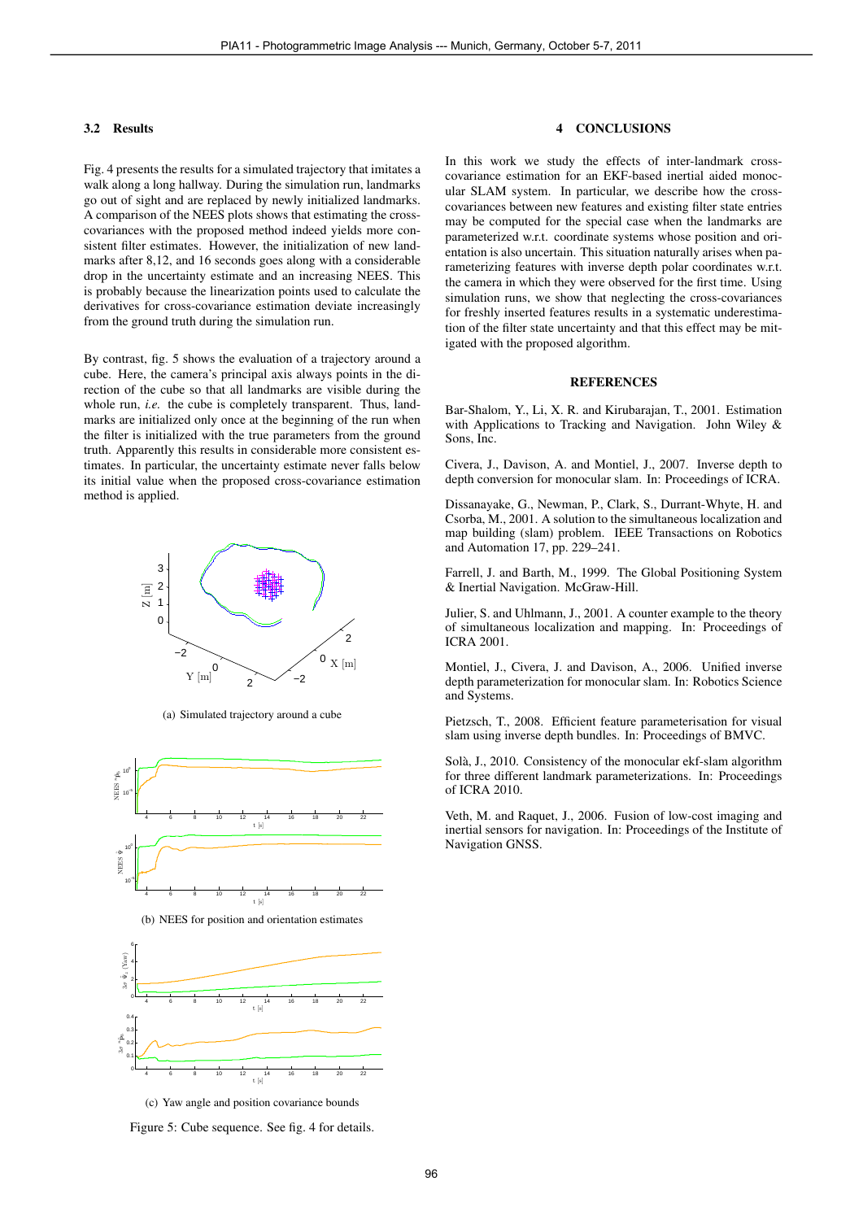### 3.2 Results

Fig. 4 presents the results for a simulated trajectory that imitates a walk along a long hallway. During the simulation run, landmarks go out of sight and are replaced by newly initialized landmarks. A comparison of the NEES plots shows that estimating the cross-covariances with the proposed method indeed yields more consistent filter estimates. However, the initialization of new landmarks after 8,12, and 16 seconds goes along with a considerable drop in the uncertainty estimate and an increasing NEES. This is probably because the linearization points used to calculate the derivatives for cross-covariance estimation deviate increasingly from the ground truth during the simulation run.

By contrast, fig. 5 shows the evaluation of a trajectory around a cube. Here, the camera's principal axis always points in the direction of the cube so that all landmarks are visible during the whole run, *i.e.* the cube is completely transparent. Thus, landmarks are initialized only once at the beginning of the run when the filter is initialized with the true parameters from the ground truth. Apparently this results in considerable more consistent estimates. In particular, the uncertainty estimate never falls below its initial value when the proposed cross-covariance estimation method is applied.

Z [m]
3
2
1
0
−2
0
Y [m]
2
2
0 X [m]
−2

(a) Simulated trajectory around a cube

NEES ${}^n\mathbf{p}_b$
$10^0$
$10^{-5}$
4 6 8 10 12 14 16 18 20 22
t [s]

NEES $\hat{\psi}$
$10^0$
$10^{-5}$
4 6 8 10 12 14 16 18 20 22
t [s]

(b) NEES for position and orientation estimates

$3\sigma\ \hat{\psi}$ (Yaw)
6
4
2
0
4 6 8 10 12 14 16 18 20 22
t [s]

$3\sigma\ {}^n\mathbf{p}_b$
0.4
0.3
0.2
0.1
0
4 6 8 10 12 14 16 18 20 22
t [s]

(c) Yaw angle and position covariance bounds

Figure 5: Cube sequence. See fig. 4 for details.

## 4 CONCLUSIONS

In this work we study the effects of inter-landmark cross-covariance estimation for an EKF-based inertial aided monocular SLAM system. In particular, we describe how the cross-covariances between new features and existing filter state entries may be computed for the special case when the landmarks are parameterized w.r.t. coordinate systems whose position and orientation is also uncertain. This situation naturally arises when parameterizing features with inverse depth polar coordinates w.r.t. the camera in which they were observed for the first time. Using simulation runs, we show that neglecting the cross-covariances for freshly inserted features results in a systematic underestimation of the filter state uncertainty and that this effect may be mitigated with the proposed algorithm.

## REFERENCES

Bar-Shalom, Y., Li, X. R. and Kirubarajan, T., 2001. Estimation with Applications to Tracking and Navigation. John Wiley & Sons, Inc.

Civera, J., Davison, A. and Montiel, J., 2007. Inverse depth to depth conversion for monocular slam. In: Proceedings of ICRA.

Dissanayake, G., Newman, P., Clark, S., Durrant-Whyte, H. and Csorba, M., 2001. A solution to the simultaneous localization and map building (slam) problem. IEEE Transactions on Robotics and Automation 17, pp. 229–241.

Farrell, J. and Barth, M., 1999. The Global Positioning System & Inertial Navigation. McGraw-Hill.

Julier, S. and Uhlmann, J., 2001. A counter example to the theory of simultaneous localization and mapping. In: Proceedings of ICRA 2001.

Montiel, J., Civera, J. and Davison, A., 2006. Unified inverse depth parameterization for monocular slam. In: Robotics Science and Systems.

Pietzsch, T., 2008. Efficient feature parameterisation for visual slam using inverse depth bundles. In: Proceedings of BMVC.

Solà, J., 2010. Consistency of the monocular ekf-slam algorithm for three different landmark parameterizations. In: Proceedings of ICRA 2010.

Veth, M. and Raquet, J., 2006. Fusion of low-cost imaging and inertial sensors for navigation. In: Proceedings of the Institute of Navigation GNSS.